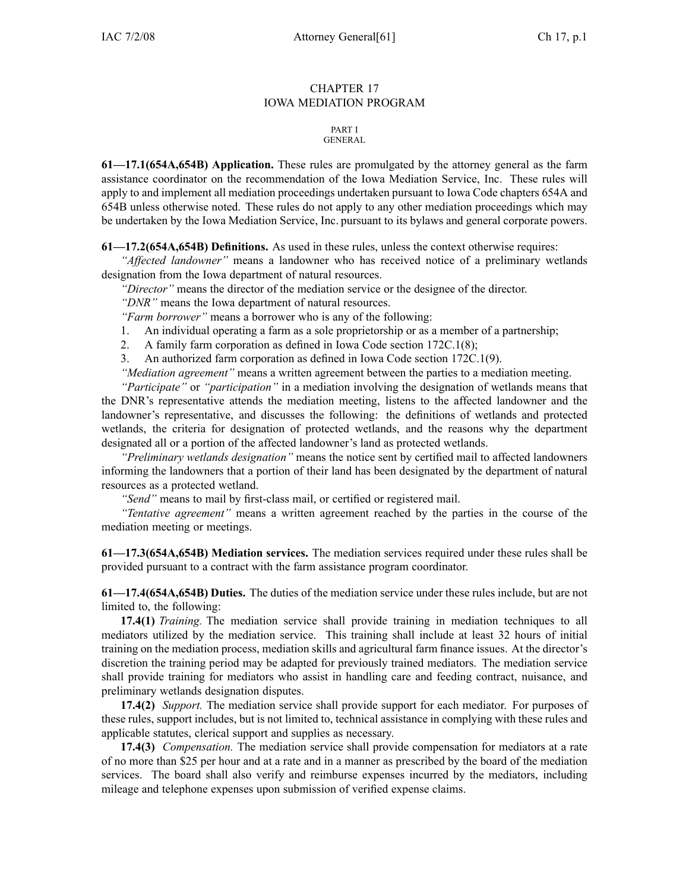# CHAPTER 17
# IOWA MEDIATION PROGRAM

## PART I
## GENERAL

**61—17.1(654A,654B) Application.** These rules are promulgated by the attorney general as the farm assistance coordinator on the recommendation of the Iowa Mediation Service, Inc. These rules will apply to and implement all mediation proceedings undertaken pursuant to Iowa Code chapters 654A and 654B unless otherwise noted. These rules do not apply to any other mediation proceedings which may be undertaken by the Iowa Mediation Service, Inc. pursuant to its bylaws and general corporate powers.

**61—17.2(654A,654B) Definitions.** As used in these rules, unless the context otherwise requires:

*"Affected landowner"* means a landowner who has received notice of a preliminary wetlands designation from the Iowa department of natural resources.

*"Director"* means the director of the mediation service or the designee of the director.

*"DNR"* means the Iowa department of natural resources.

*"Farm borrower"* means a borrower who is any of the following:

1. An individual operating a farm as a sole proprietorship or as a member of a partnership;
2. A family farm corporation as defined in Iowa Code section 172C.1(8);
3. An authorized farm corporation as defined in Iowa Code section 172C.1(9).

*"Mediation agreement"* means a written agreement between the parties to a mediation meeting.

*"Participate"* or *"participation"* in a mediation involving the designation of wetlands means that the DNR's representative attends the mediation meeting, listens to the affected landowner and the landowner's representative, and discusses the following: the definitions of wetlands and protected wetlands, the criteria for designation of protected wetlands, and the reasons why the department designated all or a portion of the affected landowner's land as protected wetlands.

*"Preliminary wetlands designation"* means the notice sent by certified mail to affected landowners informing the landowners that a portion of their land has been designated by the department of natural resources as a protected wetland.

*"Send"* means to mail by first-class mail, or certified or registered mail.

*"Tentative agreement"* means a written agreement reached by the parties in the course of the mediation meeting or meetings.

**61—17.3(654A,654B) Mediation services.** The mediation services required under these rules shall be provided pursuant to a contract with the farm assistance program coordinator.

**61—17.4(654A,654B) Duties.** The duties of the mediation service under these rules include, but are not limited to, the following:

**17.4(1)** *Training.* The mediation service shall provide training in mediation techniques to all mediators utilized by the mediation service. This training shall include at least 32 hours of initial training on the mediation process, mediation skills and agricultural farm finance issues. At the director's discretion the training period may be adapted for previously trained mediators. The mediation service shall provide training for mediators who assist in handling care and feeding contract, nuisance, and preliminary wetlands designation disputes.

**17.4(2)** *Support.* The mediation service shall provide support for each mediator. For purposes of these rules, support includes, but is not limited to, technical assistance in complying with these rules and applicable statutes, clerical support and supplies as necessary.

**17.4(3)** *Compensation.* The mediation service shall provide compensation for mediators at a rate of no more than $25 per hour and at a rate and in a manner as prescribed by the board of the mediation services. The board shall also verify and reimburse expenses incurred by the mediators, including mileage and telephone expenses upon submission of verified expense claims.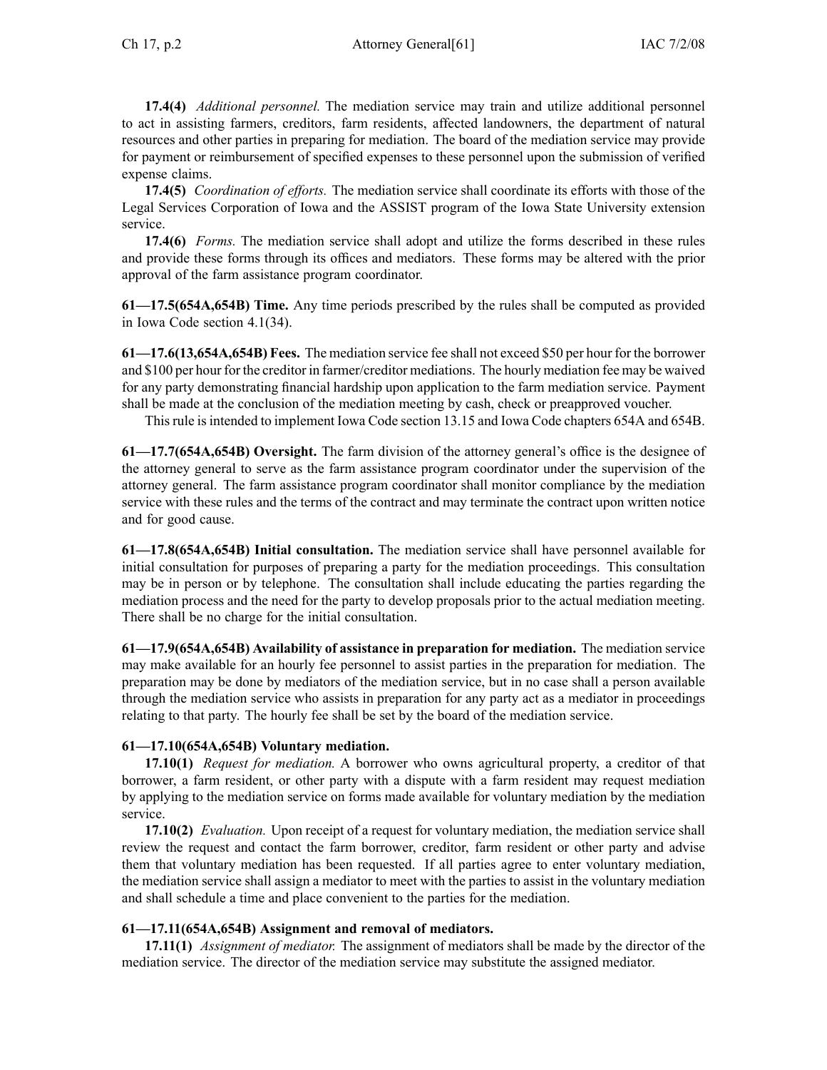**17.4(4)** *Additional personnel.* The mediation service may train and utilize additional personnel to act in assisting farmers, creditors, farm residents, affected landowners, the department of natural resources and other parties in preparing for mediation. The board of the mediation service may provide for payment or reimbursement of specified expenses to these personnel upon the submission of verified expense claims.

**17.4(5)** *Coordination of efforts.* The mediation service shall coordinate its efforts with those of the Legal Services Corporation of Iowa and the ASSIST program of the Iowa State University extension service.

**17.4(6)** *Forms.* The mediation service shall adopt and utilize the forms described in these rules and provide these forms through its offices and mediators. These forms may be altered with the prior approval of the farm assistance program coordinator.

**61—17.5(654A,654B) Time.** Any time periods prescribed by the rules shall be computed as provided in Iowa Code section 4.1(34).

**61—17.6(13,654A,654B) Fees.** The mediation service fee shall not exceed $50 per hour for the borrower and $100 per hour for the creditor in farmer/creditor mediations. The hourly mediation fee may be waived for any party demonstrating financial hardship upon application to the farm mediation service. Payment shall be made at the conclusion of the mediation meeting by cash, check or preapproved voucher.

This rule is intended to implement Iowa Code section 13.15 and Iowa Code chapters 654A and 654B.

**61—17.7(654A,654B) Oversight.** The farm division of the attorney general's office is the designee of the attorney general to serve as the farm assistance program coordinator under the supervision of the attorney general. The farm assistance program coordinator shall monitor compliance by the mediation service with these rules and the terms of the contract and may terminate the contract upon written notice and for good cause.

**61—17.8(654A,654B) Initial consultation.** The mediation service shall have personnel available for initial consultation for purposes of preparing a party for the mediation proceedings. This consultation may be in person or by telephone. The consultation shall include educating the parties regarding the mediation process and the need for the party to develop proposals prior to the actual mediation meeting. There shall be no charge for the initial consultation.

**61—17.9(654A,654B) Availability of assistance in preparation for mediation.** The mediation service may make available for an hourly fee personnel to assist parties in the preparation for mediation. The preparation may be done by mediators of the mediation service, but in no case shall a person available through the mediation service who assists in preparation for any party act as a mediator in proceedings relating to that party. The hourly fee shall be set by the board of the mediation service.

**61—17.10(654A,654B) Voluntary mediation.**

**17.10(1)** *Request for mediation.* A borrower who owns agricultural property, a creditor of that borrower, a farm resident, or other party with a dispute with a farm resident may request mediation by applying to the mediation service on forms made available for voluntary mediation by the mediation service.

**17.10(2)** *Evaluation.* Upon receipt of a request for voluntary mediation, the mediation service shall review the request and contact the farm borrower, creditor, farm resident or other party and advise them that voluntary mediation has been requested. If all parties agree to enter voluntary mediation, the mediation service shall assign a mediator to meet with the parties to assist in the voluntary mediation and shall schedule a time and place convenient to the parties for the mediation.

**61—17.11(654A,654B) Assignment and removal of mediators.**

**17.11(1)** *Assignment of mediator.* The assignment of mediators shall be made by the director of the mediation service. The director of the mediation service may substitute the assigned mediator.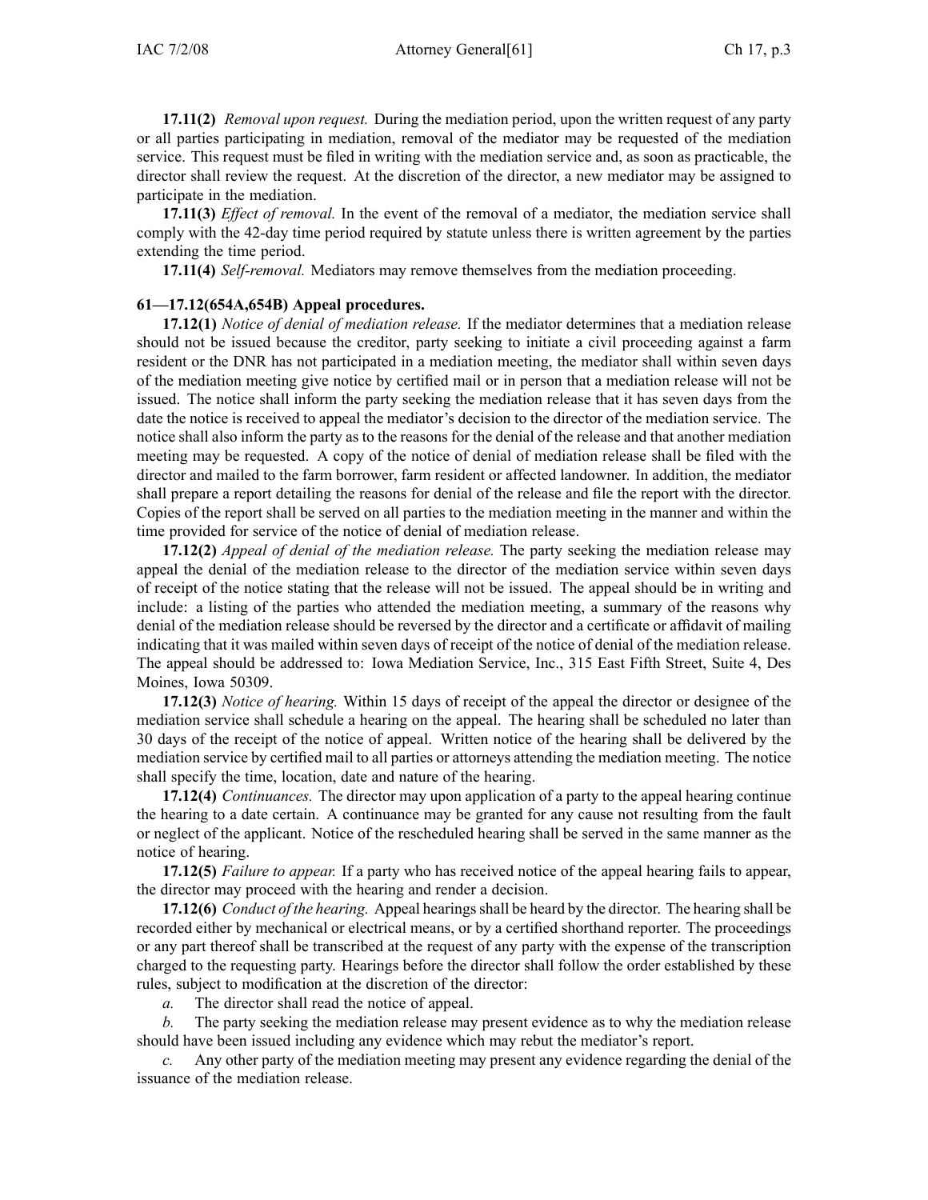**17.11(2)** *Removal upon request.* During the mediation period, upon the written request of any party or all parties participating in mediation, removal of the mediator may be requested of the mediation service. This request must be filed in writing with the mediation service and, as soon as practicable, the director shall review the request. At the discretion of the director, a new mediator may be assigned to participate in the mediation.

**17.11(3)** *Effect of removal.* In the event of the removal of a mediator, the mediation service shall comply with the 42-day time period required by statute unless there is written agreement by the parties extending the time period.

**17.11(4)** *Self-removal.* Mediators may remove themselves from the mediation proceeding.

**61—17.12(654A,654B) Appeal procedures.**

**17.12(1)** *Notice of denial of mediation release.* If the mediator determines that a mediation release should not be issued because the creditor, party seeking to initiate a civil proceeding against a farm resident or the DNR has not participated in a mediation meeting, the mediator shall within seven days of the mediation meeting give notice by certified mail or in person that a mediation release will not be issued. The notice shall inform the party seeking the mediation release that it has seven days from the date the notice is received to appeal the mediator's decision to the director of the mediation service. The notice shall also inform the party as to the reasons for the denial of the release and that another mediation meeting may be requested. A copy of the notice of denial of mediation release shall be filed with the director and mailed to the farm borrower, farm resident or affected landowner. In addition, the mediator shall prepare a report detailing the reasons for denial of the release and file the report with the director. Copies of the report shall be served on all parties to the mediation meeting in the manner and within the time provided for service of the notice of denial of mediation release.

**17.12(2)** *Appeal of denial of the mediation release.* The party seeking the mediation release may appeal the denial of the mediation release to the director of the mediation service within seven days of receipt of the notice stating that the release will not be issued. The appeal should be in writing and include: a listing of the parties who attended the mediation meeting, a summary of the reasons why denial of the mediation release should be reversed by the director and a certificate or affidavit of mailing indicating that it was mailed within seven days of receipt of the notice of denial of the mediation release. The appeal should be addressed to: Iowa Mediation Service, Inc., 315 East Fifth Street, Suite 4, Des Moines, Iowa 50309.

**17.12(3)** *Notice of hearing.* Within 15 days of receipt of the appeal the director or designee of the mediation service shall schedule a hearing on the appeal. The hearing shall be scheduled no later than 30 days of the receipt of the notice of appeal. Written notice of the hearing shall be delivered by the mediation service by certified mail to all parties or attorneys attending the mediation meeting. The notice shall specify the time, location, date and nature of the hearing.

**17.12(4)** *Continuances.* The director may upon application of a party to the appeal hearing continue the hearing to a date certain. A continuance may be granted for any cause not resulting from the fault or neglect of the applicant. Notice of the rescheduled hearing shall be served in the same manner as the notice of hearing.

**17.12(5)** *Failure to appear.* If a party who has received notice of the appeal hearing fails to appear, the director may proceed with the hearing and render a decision.

**17.12(6)** *Conduct of the hearing.* Appeal hearings shall be heard by the director. The hearing shall be recorded either by mechanical or electrical means, or by a certified shorthand reporter. The proceedings or any part thereof shall be transcribed at the request of any party with the expense of the transcription charged to the requesting party. Hearings before the director shall follow the order established by these rules, subject to modification at the discretion of the director:

*a.* The director shall read the notice of appeal.

*b.* The party seeking the mediation release may present evidence as to why the mediation release should have been issued including any evidence which may rebut the mediator's report.

*c.* Any other party of the mediation meeting may present any evidence regarding the denial of the issuance of the mediation release.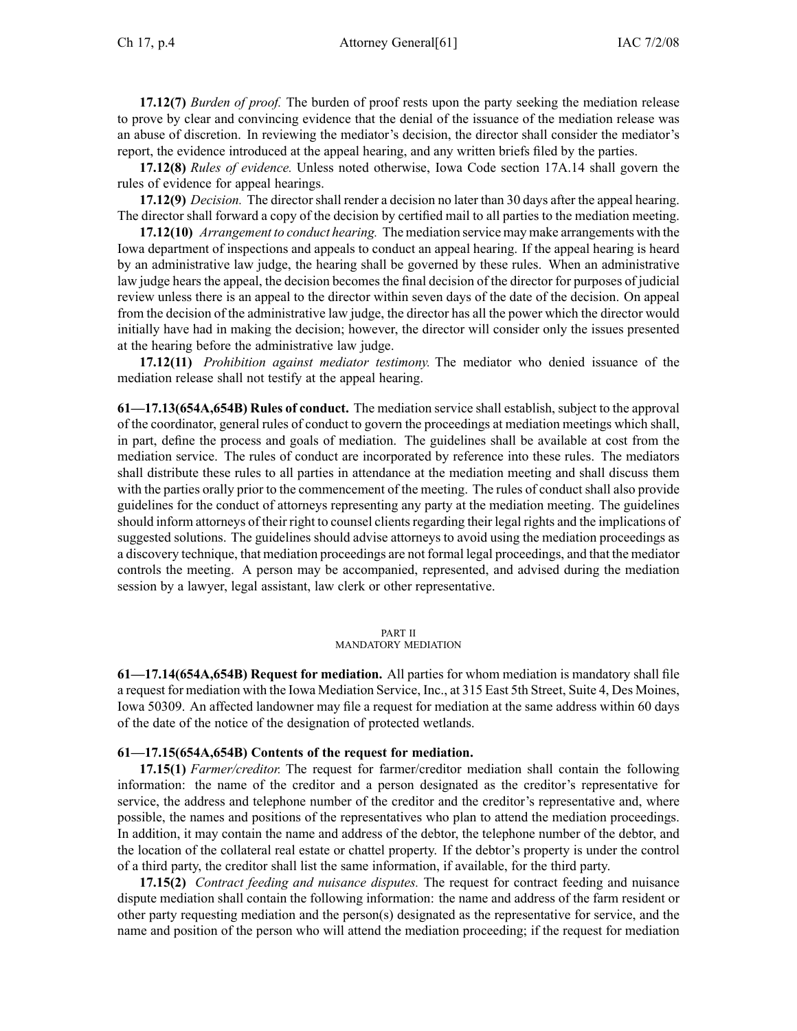**17.12(7)** *Burden of proof.* The burden of proof rests upon the party seeking the mediation release to prove by clear and convincing evidence that the denial of the issuance of the mediation release was an abuse of discretion. In reviewing the mediator's decision, the director shall consider the mediator's report, the evidence introduced at the appeal hearing, and any written briefs filed by the parties.

**17.12(8)** *Rules of evidence.* Unless noted otherwise, Iowa Code section 17A.14 shall govern the rules of evidence for appeal hearings.

**17.12(9)** *Decision.* The director shall render a decision no later than 30 days after the appeal hearing. The director shall forward a copy of the decision by certified mail to all parties to the mediation meeting.

**17.12(10)** *Arrangement to conduct hearing.* The mediation service may make arrangements with the Iowa department of inspections and appeals to conduct an appeal hearing. If the appeal hearing is heard by an administrative law judge, the hearing shall be governed by these rules. When an administrative law judge hears the appeal, the decision becomes the final decision of the director for purposes of judicial review unless there is an appeal to the director within seven days of the date of the decision. On appeal from the decision of the administrative law judge, the director has all the power which the director would initially have had in making the decision; however, the director will consider only the issues presented at the hearing before the administrative law judge.

**17.12(11)** *Prohibition against mediator testimony.* The mediator who denied issuance of the mediation release shall not testify at the appeal hearing.

**61—17.13(654A,654B) Rules of conduct.** The mediation service shall establish, subject to the approval of the coordinator, general rules of conduct to govern the proceedings at mediation meetings which shall, in part, define the process and goals of mediation. The guidelines shall be available at cost from the mediation service. The rules of conduct are incorporated by reference into these rules. The mediators shall distribute these rules to all parties in attendance at the mediation meeting and shall discuss them with the parties orally prior to the commencement of the meeting. The rules of conduct shall also provide guidelines for the conduct of attorneys representing any party at the mediation meeting. The guidelines should inform attorneys of their right to counsel clients regarding their legal rights and the implications of suggested solutions. The guidelines should advise attorneys to avoid using the mediation proceedings as a discovery technique, that mediation proceedings are not formal legal proceedings, and that the mediator controls the meeting. A person may be accompanied, represented, and advised during the mediation session by a lawyer, legal assistant, law clerk or other representative.

## PART II
## MANDATORY MEDIATION

**61—17.14(654A,654B) Request for mediation.** All parties for whom mediation is mandatory shall file a request for mediation with the Iowa Mediation Service, Inc., at 315 East 5th Street, Suite 4, Des Moines, Iowa 50309. An affected landowner may file a request for mediation at the same address within 60 days of the date of the notice of the designation of protected wetlands.

**61—17.15(654A,654B) Contents of the request for mediation.**

**17.15(1)** *Farmer/creditor.* The request for farmer/creditor mediation shall contain the following information: the name of the creditor and a person designated as the creditor's representative for service, the address and telephone number of the creditor and the creditor's representative and, where possible, the names and positions of the representatives who plan to attend the mediation proceedings. In addition, it may contain the name and address of the debtor, the telephone number of the debtor, and the location of the collateral real estate or chattel property. If the debtor's property is under the control of a third party, the creditor shall list the same information, if available, for the third party.

**17.15(2)** *Contract feeding and nuisance disputes.* The request for contract feeding and nuisance dispute mediation shall contain the following information: the name and address of the farm resident or other party requesting mediation and the person(s) designated as the representative for service, and the name and position of the person who will attend the mediation proceeding; if the request for mediation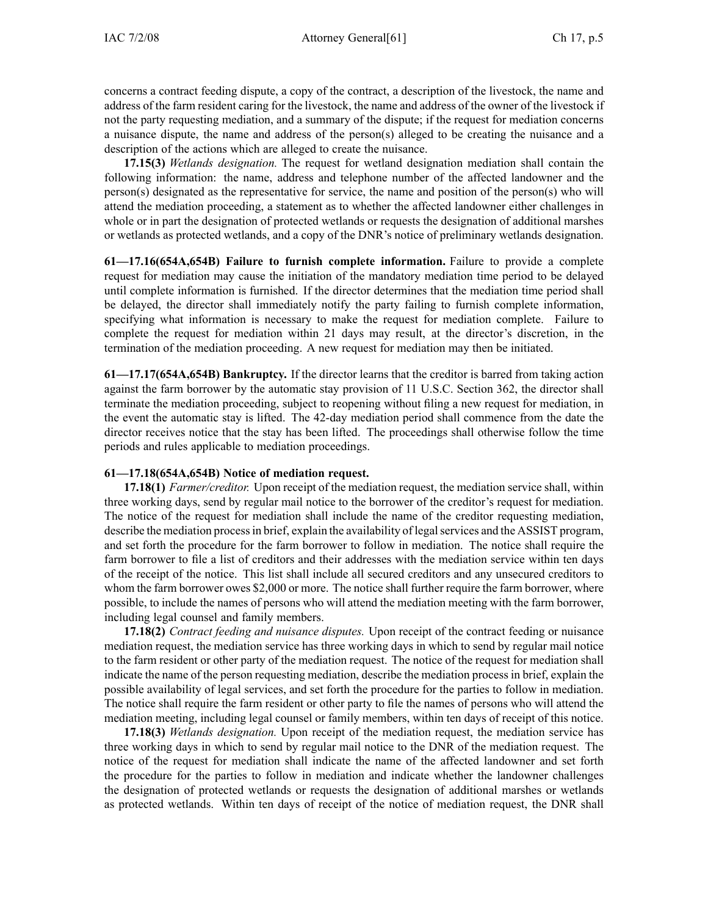concerns a contract feeding dispute, a copy of the contract, a description of the livestock, the name and address of the farm resident caring for the livestock, the name and address of the owner of the livestock if not the party requesting mediation, and a summary of the dispute; if the request for mediation concerns a nuisance dispute, the name and address of the person(s) alleged to be creating the nuisance and a description of the actions which are alleged to create the nuisance.

**17.15(3)** *Wetlands designation.* The request for wetland designation mediation shall contain the following information: the name, address and telephone number of the affected landowner and the person(s) designated as the representative for service, the name and position of the person(s) who will attend the mediation proceeding, a statement as to whether the affected landowner either challenges in whole or in part the designation of protected wetlands or requests the designation of additional marshes or wetlands as protected wetlands, and a copy of the DNR's notice of preliminary wetlands designation.

**61—17.16(654A,654B) Failure to furnish complete information.** Failure to provide a complete request for mediation may cause the initiation of the mandatory mediation time period to be delayed until complete information is furnished. If the director determines that the mediation time period shall be delayed, the director shall immediately notify the party failing to furnish complete information, specifying what information is necessary to make the request for mediation complete. Failure to complete the request for mediation within 21 days may result, at the director's discretion, in the termination of the mediation proceeding. A new request for mediation may then be initiated.

**61—17.17(654A,654B) Bankruptcy.** If the director learns that the creditor is barred from taking action against the farm borrower by the automatic stay provision of 11 U.S.C. Section 362, the director shall terminate the mediation proceeding, subject to reopening without filing a new request for mediation, in the event the automatic stay is lifted. The 42-day mediation period shall commence from the date the director receives notice that the stay has been lifted. The proceedings shall otherwise follow the time periods and rules applicable to mediation proceedings.

**61—17.18(654A,654B) Notice of mediation request.**

**17.18(1)** *Farmer/creditor.* Upon receipt of the mediation request, the mediation service shall, within three working days, send by regular mail notice to the borrower of the creditor's request for mediation. The notice of the request for mediation shall include the name of the creditor requesting mediation, describe the mediation process in brief, explain the availability of legal services and the ASSIST program, and set forth the procedure for the farm borrower to follow in mediation. The notice shall require the farm borrower to file a list of creditors and their addresses with the mediation service within ten days of the receipt of the notice. This list shall include all secured creditors and any unsecured creditors to whom the farm borrower owes $2,000 or more. The notice shall further require the farm borrower, where possible, to include the names of persons who will attend the mediation meeting with the farm borrower, including legal counsel and family members.

**17.18(2)** *Contract feeding and nuisance disputes.* Upon receipt of the contract feeding or nuisance mediation request, the mediation service has three working days in which to send by regular mail notice to the farm resident or other party of the mediation request. The notice of the request for mediation shall indicate the name of the person requesting mediation, describe the mediation process in brief, explain the possible availability of legal services, and set forth the procedure for the parties to follow in mediation. The notice shall require the farm resident or other party to file the names of persons who will attend the mediation meeting, including legal counsel or family members, within ten days of receipt of this notice.

**17.18(3)** *Wetlands designation.* Upon receipt of the mediation request, the mediation service has three working days in which to send by regular mail notice to the DNR of the mediation request. The notice of the request for mediation shall indicate the name of the affected landowner and set forth the procedure for the parties to follow in mediation and indicate whether the landowner challenges the designation of protected wetlands or requests the designation of additional marshes or wetlands as protected wetlands. Within ten days of receipt of the notice of mediation request, the DNR shall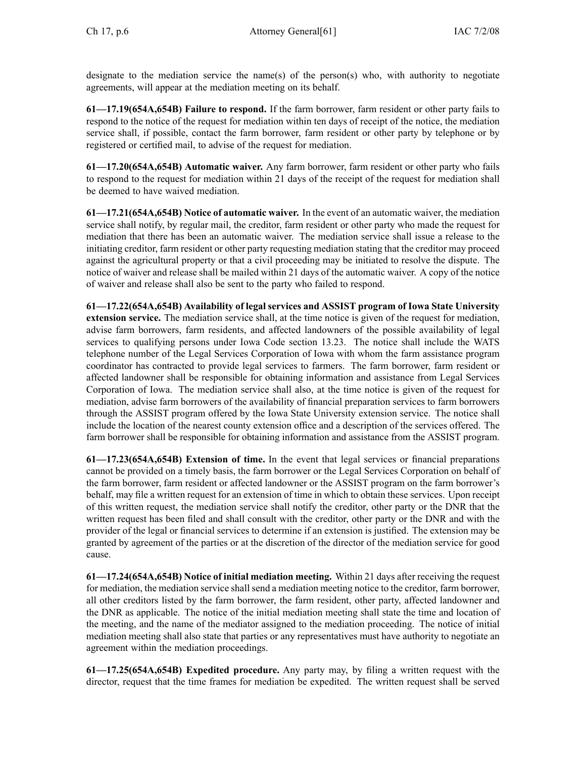designate to the mediation service the name(s) of the person(s) who, with authority to negotiate agreements, will appear at the mediation meeting on its behalf.

**61—17.19(654A,654B) Failure to respond.** If the farm borrower, farm resident or other party fails to respond to the notice of the request for mediation within ten days of receipt of the notice, the mediation service shall, if possible, contact the farm borrower, farm resident or other party by telephone or by registered or certified mail, to advise of the request for mediation.

**61—17.20(654A,654B) Automatic waiver.** Any farm borrower, farm resident or other party who fails to respond to the request for mediation within 21 days of the receipt of the request for mediation shall be deemed to have waived mediation.

**61—17.21(654A,654B) Notice of automatic waiver.** In the event of an automatic waiver, the mediation service shall notify, by regular mail, the creditor, farm resident or other party who made the request for mediation that there has been an automatic waiver. The mediation service shall issue a release to the initiating creditor, farm resident or other party requesting mediation stating that the creditor may proceed against the agricultural property or that a civil proceeding may be initiated to resolve the dispute. The notice of waiver and release shall be mailed within 21 days of the automatic waiver. A copy of the notice of waiver and release shall also be sent to the party who failed to respond.

**61—17.22(654A,654B) Availability of legal services and ASSIST program of Iowa State University extension service.** The mediation service shall, at the time notice is given of the request for mediation, advise farm borrowers, farm residents, and affected landowners of the possible availability of legal services to qualifying persons under Iowa Code section 13.23. The notice shall include the WATS telephone number of the Legal Services Corporation of Iowa with whom the farm assistance program coordinator has contracted to provide legal services to farmers. The farm borrower, farm resident or affected landowner shall be responsible for obtaining information and assistance from Legal Services Corporation of Iowa. The mediation service shall also, at the time notice is given of the request for mediation, advise farm borrowers of the availability of financial preparation services to farm borrowers through the ASSIST program offered by the Iowa State University extension service. The notice shall include the location of the nearest county extension office and a description of the services offered. The farm borrower shall be responsible for obtaining information and assistance from the ASSIST program.

**61—17.23(654A,654B) Extension of time.** In the event that legal services or financial preparations cannot be provided on a timely basis, the farm borrower or the Legal Services Corporation on behalf of the farm borrower, farm resident or affected landowner or the ASSIST program on the farm borrower's behalf, may file a written request for an extension of time in which to obtain these services. Upon receipt of this written request, the mediation service shall notify the creditor, other party or the DNR that the written request has been filed and shall consult with the creditor, other party or the DNR and with the provider of the legal or financial services to determine if an extension is justified. The extension may be granted by agreement of the parties or at the discretion of the director of the mediation service for good cause.

**61—17.24(654A,654B) Notice of initial mediation meeting.** Within 21 days after receiving the request for mediation, the mediation service shall send a mediation meeting notice to the creditor, farm borrower, all other creditors listed by the farm borrower, the farm resident, other party, affected landowner and the DNR as applicable. The notice of the initial mediation meeting shall state the time and location of the meeting, and the name of the mediator assigned to the mediation proceeding. The notice of initial mediation meeting shall also state that parties or any representatives must have authority to negotiate an agreement within the mediation proceedings.

**61—17.25(654A,654B) Expedited procedure.** Any party may, by filing a written request with the director, request that the time frames for mediation be expedited. The written request shall be served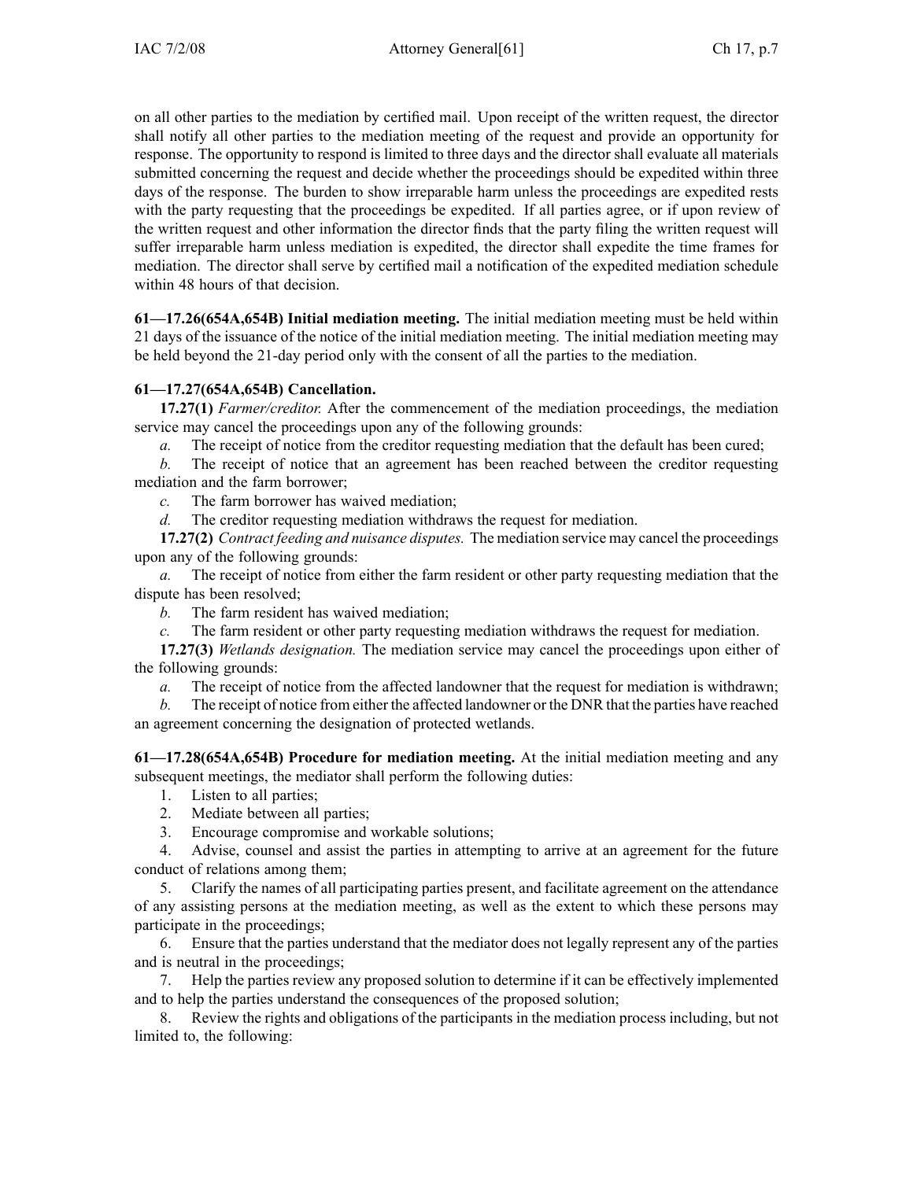on all other parties to the mediation by certified mail. Upon receipt of the written request, the director shall notify all other parties to the mediation meeting of the request and provide an opportunity for response. The opportunity to respond is limited to three days and the director shall evaluate all materials submitted concerning the request and decide whether the proceedings should be expedited within three days of the response. The burden to show irreparable harm unless the proceedings are expedited rests with the party requesting that the proceedings be expedited. If all parties agree, or if upon review of the written request and other information the director finds that the party filing the written request will suffer irreparable harm unless mediation is expedited, the director shall expedite the time frames for mediation. The director shall serve by certified mail a notification of the expedited mediation schedule within 48 hours of that decision.

**61—17.26(654A,654B) Initial mediation meeting.** The initial mediation meeting must be held within 21 days of the issuance of the notice of the initial mediation meeting. The initial mediation meeting may be held beyond the 21-day period only with the consent of all the parties to the mediation.

**61—17.27(654A,654B) Cancellation.**

**17.27(1)** *Farmer/creditor.* After the commencement of the mediation proceedings, the mediation service may cancel the proceedings upon any of the following grounds:

*a.* The receipt of notice from the creditor requesting mediation that the default has been cured;

*b.* The receipt of notice that an agreement has been reached between the creditor requesting mediation and the farm borrower;

*c.* The farm borrower has waived mediation;

*d.* The creditor requesting mediation withdraws the request for mediation.

**17.27(2)** *Contract feeding and nuisance disputes.* The mediation service may cancel the proceedings upon any of the following grounds:

*a.* The receipt of notice from either the farm resident or other party requesting mediation that the dispute has been resolved;

*b.* The farm resident has waived mediation;

*c.* The farm resident or other party requesting mediation withdraws the request for mediation.

**17.27(3)** *Wetlands designation.* The mediation service may cancel the proceedings upon either of the following grounds:

*a.* The receipt of notice from the affected landowner that the request for mediation is withdrawn;

*b.* The receipt of notice from either the affected landowner or the DNR that the parties have reached an agreement concerning the designation of protected wetlands.

**61—17.28(654A,654B) Procedure for mediation meeting.** At the initial mediation meeting and any subsequent meetings, the mediator shall perform the following duties:

1. Listen to all parties;
2. Mediate between all parties;
3. Encourage compromise and workable solutions;
4. Advise, counsel and assist the parties in attempting to arrive at an agreement for the future conduct of relations among them;
5. Clarify the names of all participating parties present, and facilitate agreement on the attendance of any assisting persons at the mediation meeting, as well as the extent to which these persons may participate in the proceedings;
6. Ensure that the parties understand that the mediator does not legally represent any of the parties and is neutral in the proceedings;
7. Help the parties review any proposed solution to determine if it can be effectively implemented and to help the parties understand the consequences of the proposed solution;
8. Review the rights and obligations of the participants in the mediation process including, but not limited to, the following: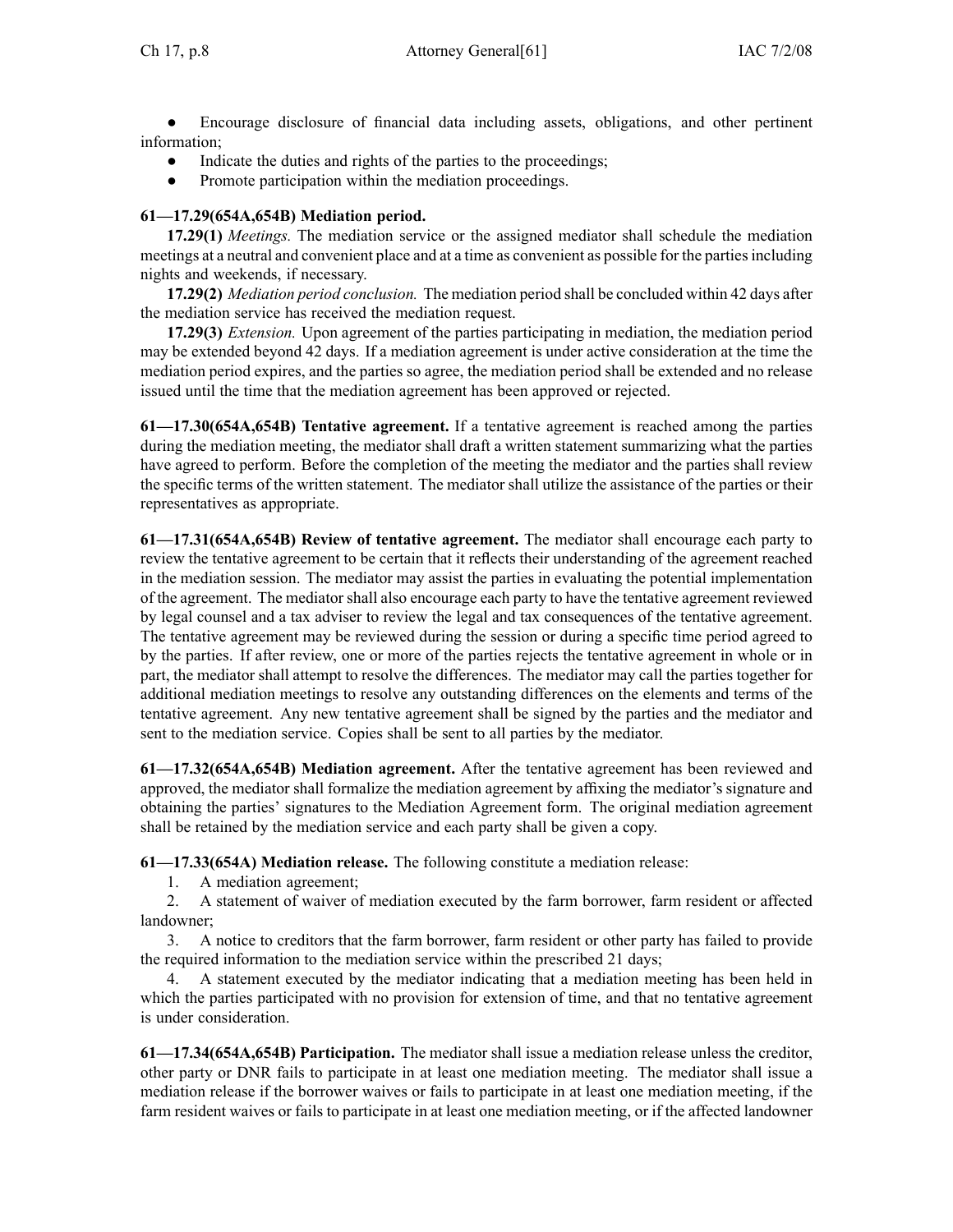- Encourage disclosure of financial data including assets, obligations, and other pertinent information;
- Indicate the duties and rights of the parties to the proceedings;
- Promote participation within the mediation proceedings.

**61—17.29(654A,654B) Mediation period.**

**17.29(1)** *Meetings.* The mediation service or the assigned mediator shall schedule the mediation meetings at a neutral and convenient place and at a time as convenient as possible for the parties including nights and weekends, if necessary.

**17.29(2)** *Mediation period conclusion.* The mediation period shall be concluded within 42 days after the mediation service has received the mediation request.

**17.29(3)** *Extension.* Upon agreement of the parties participating in mediation, the mediation period may be extended beyond 42 days. If a mediation agreement is under active consideration at the time the mediation period expires, and the parties so agree, the mediation period shall be extended and no release issued until the time that the mediation agreement has been approved or rejected.

**61—17.30(654A,654B) Tentative agreement.** If a tentative agreement is reached among the parties during the mediation meeting, the mediator shall draft a written statement summarizing what the parties have agreed to perform. Before the completion of the meeting the mediator and the parties shall review the specific terms of the written statement. The mediator shall utilize the assistance of the parties or their representatives as appropriate.

**61—17.31(654A,654B) Review of tentative agreement.** The mediator shall encourage each party to review the tentative agreement to be certain that it reflects their understanding of the agreement reached in the mediation session. The mediator may assist the parties in evaluating the potential implementation of the agreement. The mediator shall also encourage each party to have the tentative agreement reviewed by legal counsel and a tax adviser to review the legal and tax consequences of the tentative agreement. The tentative agreement may be reviewed during the session or during a specific time period agreed to by the parties. If after review, one or more of the parties rejects the tentative agreement in whole or in part, the mediator shall attempt to resolve the differences. The mediator may call the parties together for additional mediation meetings to resolve any outstanding differences on the elements and terms of the tentative agreement. Any new tentative agreement shall be signed by the parties and the mediator and sent to the mediation service. Copies shall be sent to all parties by the mediator.

**61—17.32(654A,654B) Mediation agreement.** After the tentative agreement has been reviewed and approved, the mediator shall formalize the mediation agreement by affixing the mediator's signature and obtaining the parties' signatures to the Mediation Agreement form. The original mediation agreement shall be retained by the mediation service and each party shall be given a copy.

**61—17.33(654A) Mediation release.** The following constitute a mediation release:

1. A mediation agreement;
2. A statement of waiver of mediation executed by the farm borrower, farm resident or affected landowner;
3. A notice to creditors that the farm borrower, farm resident or other party has failed to provide the required information to the mediation service within the prescribed 21 days;
4. A statement executed by the mediator indicating that a mediation meeting has been held in which the parties participated with no provision for extension of time, and that no tentative agreement is under consideration.

**61—17.34(654A,654B) Participation.** The mediator shall issue a mediation release unless the creditor, other party or DNR fails to participate in at least one mediation meeting. The mediator shall issue a mediation release if the borrower waives or fails to participate in at least one mediation meeting, if the farm resident waives or fails to participate in at least one mediation meeting, or if the affected landowner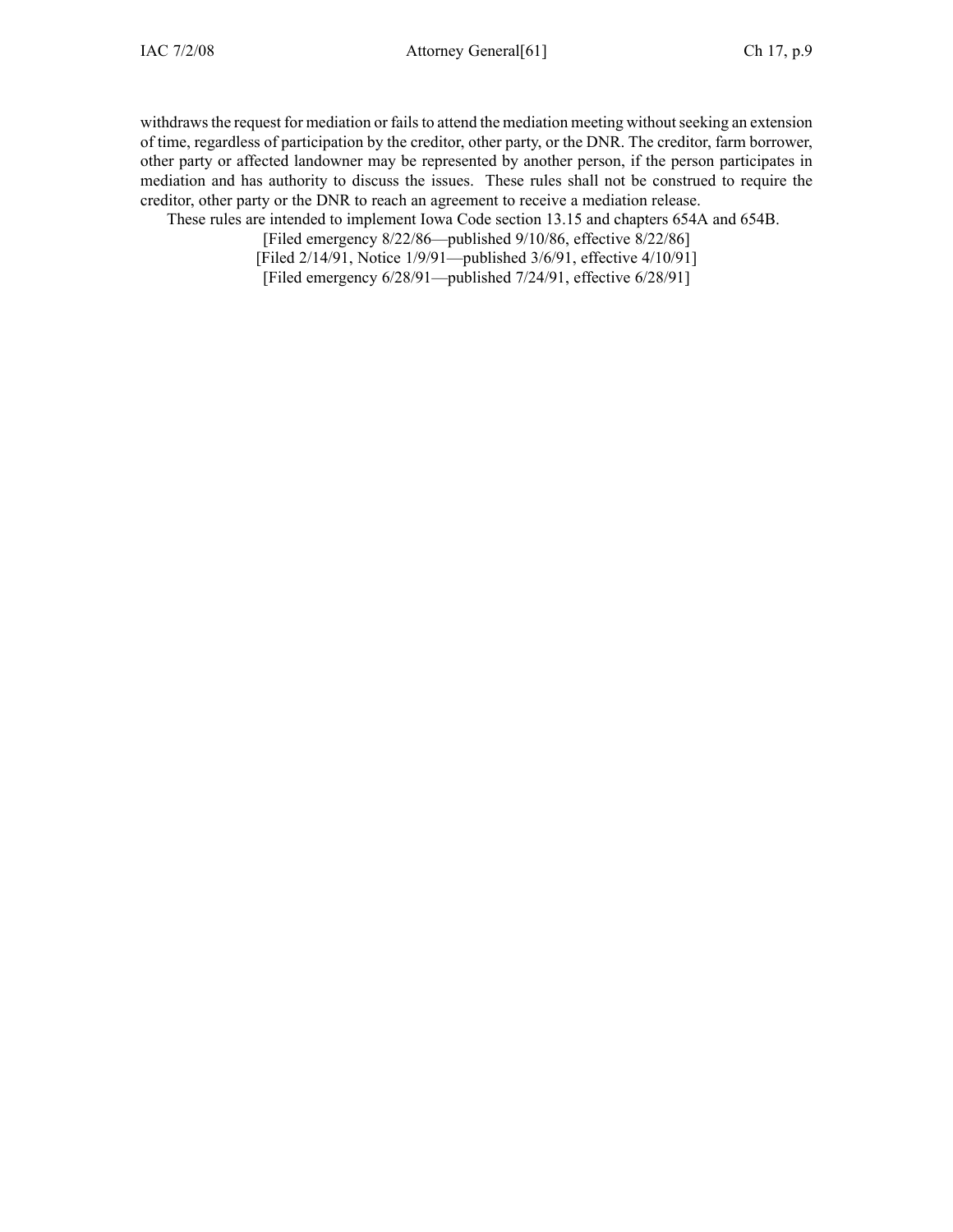withdraws the request for mediation or fails to attend the mediation meeting without seeking an extension of time, regardless of participation by the creditor, other party, or the DNR. The creditor, farm borrower, other party or affected landowner may be represented by another person, if the person participates in mediation and has authority to discuss the issues. These rules shall not be construed to require the creditor, other party or the DNR to reach an agreement to receive a mediation release.

These rules are intended to implement Iowa Code section 13.15 and chapters 654A and 654B.

[Filed emergency 8/22/86—published 9/10/86, effective 8/22/86]

[Filed 2/14/91, Notice 1/9/91—published 3/6/91, effective 4/10/91]

[Filed emergency 6/28/91—published 7/24/91, effective 6/28/91]